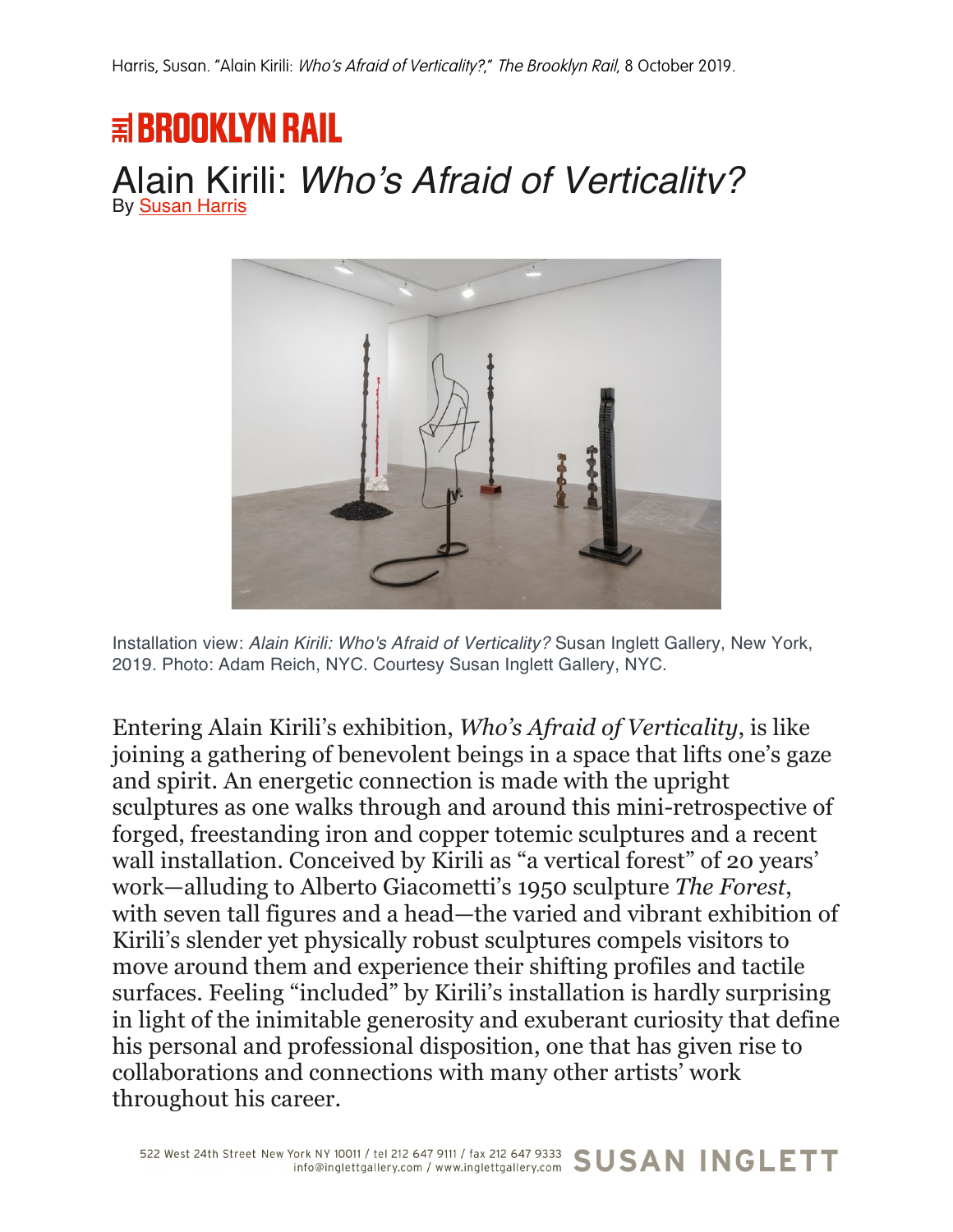Harris, Susan. "Alain Kirili: *Who's Afraid of Verticality?*," *The Brooklyn Rail*, 8 October 2019.

THE BROOKLYN RAIL

# Alain Kirili: *Who's Afraid of Verticality?*

By Susan Harris

Installation view: *Alain Kirili: Who's Afraid of Verticality?* Susan Inglett Gallery, New York, 2019. Photo: Adam Reich, NYC. Courtesy Susan Inglett Gallery, NYC.

Entering Alain Kirili's exhibition, *Who's Afraid of Verticality*, is like joining a gathering of benevolent beings in a space that lifts one's gaze and spirit. An energetic connection is made with the upright sculptures as one walks through and around this mini-retrospective of forged, freestanding iron and copper totemic sculptures and a recent wall installation. Conceived by Kirili as "a vertical forest" of 20 years' work—alluding to Alberto Giacometti's 1950 sculpture *The Forest*, with seven tall figures and a head—the varied and vibrant exhibition of Kirili's slender yet physically robust sculptures compels visitors to move around them and experience their shifting profiles and tactile surfaces. Feeling "included" by Kirili's installation is hardly surprising in light of the inimitable generosity and exuberant curiosity that define his personal and professional disposition, one that has given rise to collaborations and connections with many other artists' work throughout his career.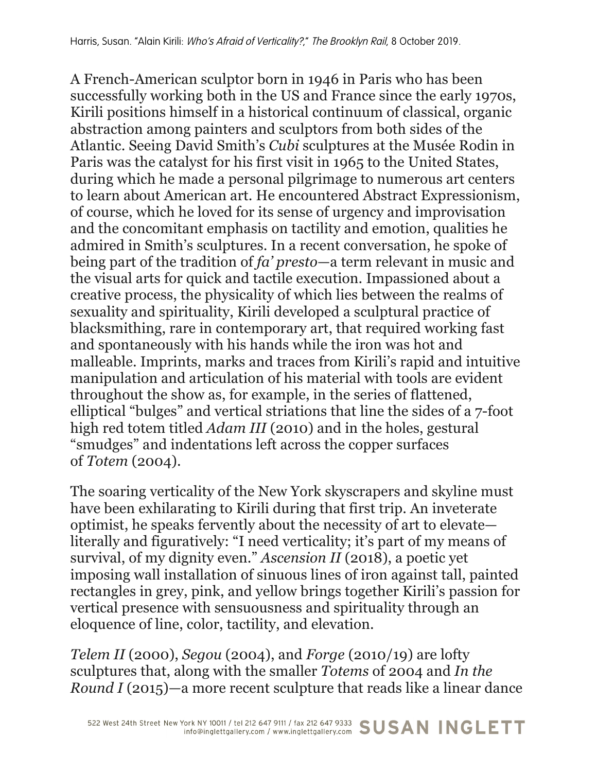A French-American sculptor born in 1946 in Paris who has been successfully working both in the US and France since the early 1970s, Kirili positions himself in a historical continuum of classical, organic abstraction among painters and sculptors from both sides of the Atlantic. Seeing David Smith's *Cubi* sculptures at the Musée Rodin in Paris was the catalyst for his first visit in 1965 to the United States, during which he made a personal pilgrimage to numerous art centers to learn about American art. He encountered Abstract Expressionism, of course, which he loved for its sense of urgency and improvisation and the concomitant emphasis on tactility and emotion, qualities he admired in Smith's sculptures. In a recent conversation, he spoke of being part of the tradition of *fa' presto*—a term relevant in music and the visual arts for quick and tactile execution. Impassioned about a creative process, the physicality of which lies between the realms of sexuality and spirituality, Kirili developed a sculptural practice of blacksmithing, rare in contemporary art, that required working fast and spontaneously with his hands while the iron was hot and malleable. Imprints, marks and traces from Kirili's rapid and intuitive manipulation and articulation of his material with tools are evident throughout the show as, for example, in the series of flattened, elliptical "bulges" and vertical striations that line the sides of a 7-foot high red totem titled *Adam III* (2010) and in the holes, gestural "smudges" and indentations left across the copper surfaces of *Totem* (2004).

The soaring verticality of the New York skyscrapers and skyline must have been exhilarating to Kirili during that first trip. An inveterate optimist, he speaks fervently about the necessity of art to elevate—literally and figuratively: "I need verticality; it's part of my means of survival, of my dignity even." *Ascension II* (2018), a poetic yet imposing wall installation of sinuous lines of iron against tall, painted rectangles in grey, pink, and yellow brings together Kirili's passion for vertical presence with sensuousness and spirituality through an eloquence of line, color, tactility, and elevation.

*Telem II* (2000), *Segou* (2004), and *Forge* (2010/19) are lofty sculptures that, along with the smaller *Totems* of 2004 and *In the Round I* (2015)—a more recent sculpture that reads like a linear dance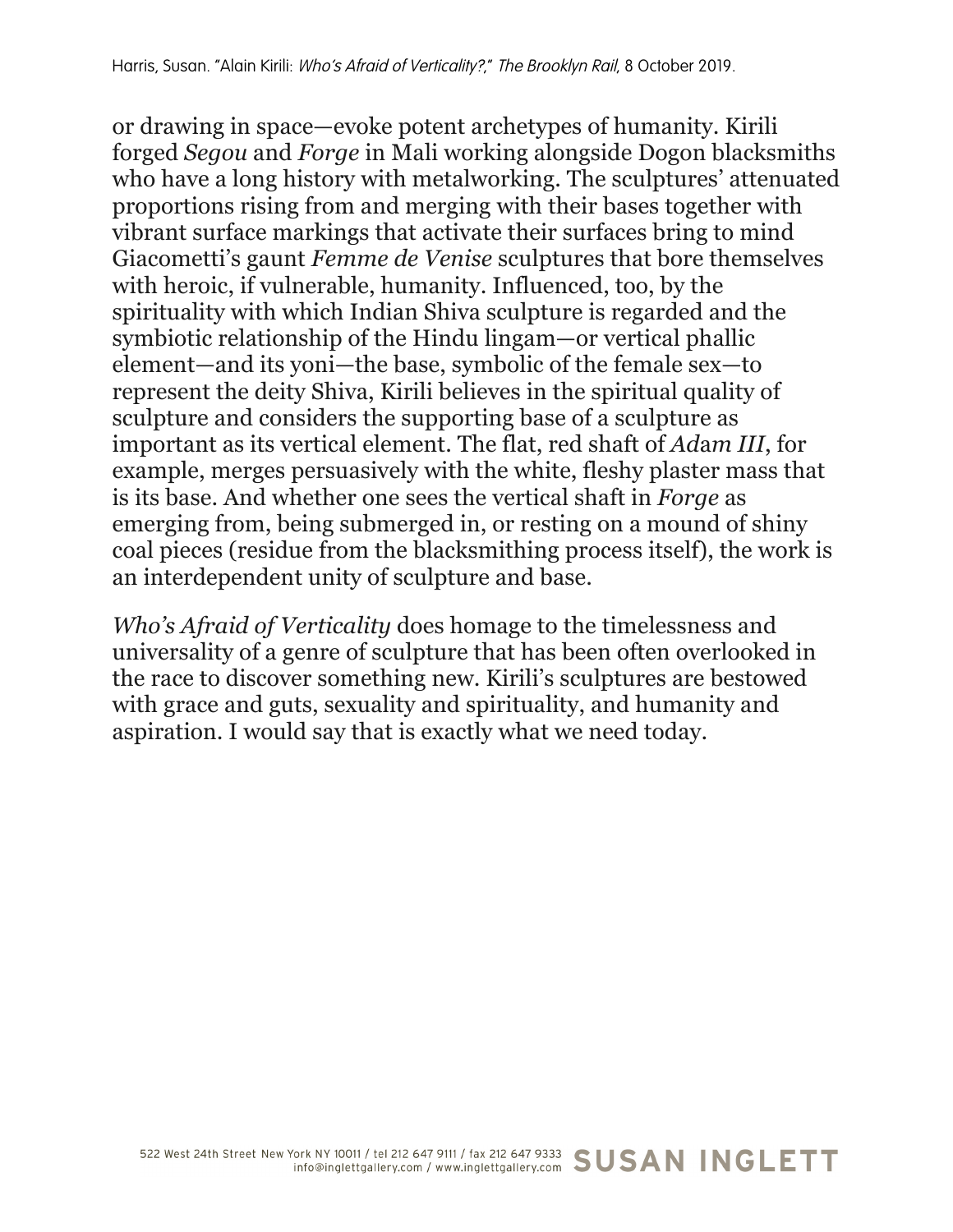or drawing in space—evoke potent archetypes of humanity. Kirili forged *Segou* and *Forge* in Mali working alongside Dogon blacksmiths who have a long history with metalworking. The sculptures' attenuated proportions rising from and merging with their bases together with vibrant surface markings that activate their surfaces bring to mind Giacometti's gaunt *Femme de Venise* sculptures that bore themselves with heroic, if vulnerable, humanity. Influenced, too, by the spirituality with which Indian Shiva sculpture is regarded and the symbiotic relationship of the Hindu lingam—or vertical phallic element—and its yoni—the base, symbolic of the female sex—to represent the deity Shiva, Kirili believes in the spiritual quality of sculpture and considers the supporting base of a sculpture as important as its vertical element. The flat, red shaft of *Adam III*, for example, merges persuasively with the white, fleshy plaster mass that is its base. And whether one sees the vertical shaft in *Forge* as emerging from, being submerged in, or resting on a mound of shiny coal pieces (residue from the blacksmithing process itself), the work is an interdependent unity of sculpture and base.

*Who's Afraid of Verticality* does homage to the timelessness and universality of a genre of sculpture that has been often overlooked in the race to discover something new. Kirili's sculptures are bestowed with grace and guts, sexuality and spirituality, and humanity and aspiration. I would say that is exactly what we need today.